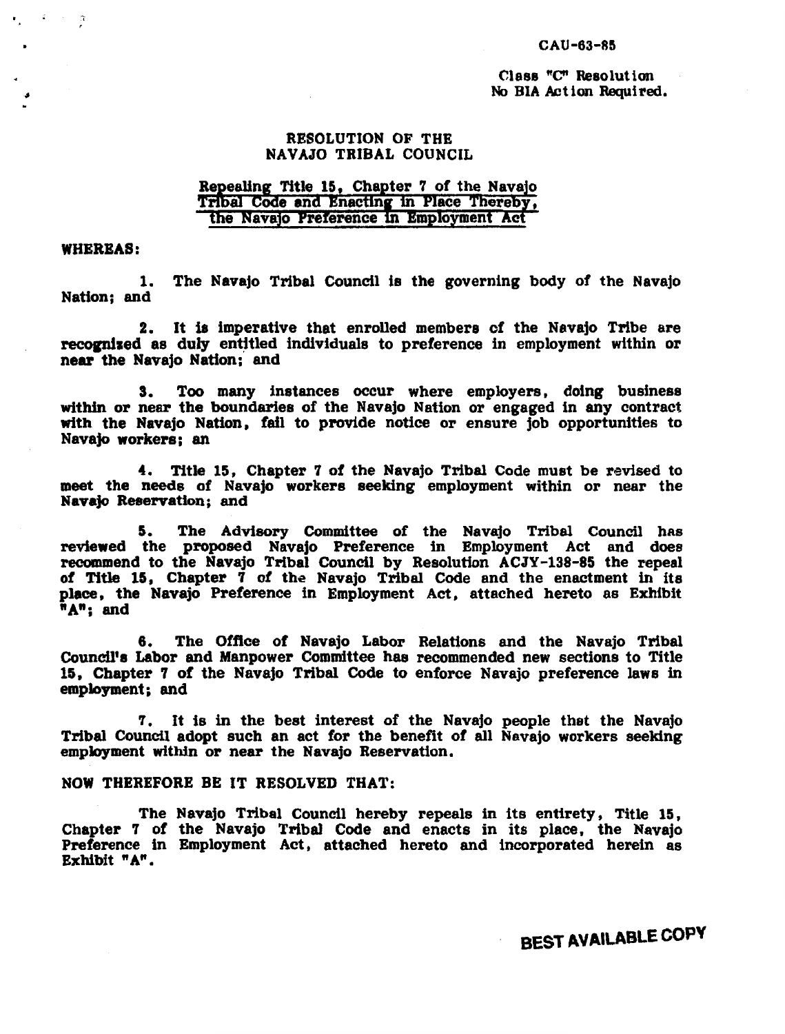CAU-63-85

Class "C" Resolution
No BIA Action Required.

# RESOLUTION OF THE NAVAJO TRIBAL COUNCIL

## Repealing Title 15, Chapter 7 of the Navajo Tribal Code and Enacting in Place Thereby, the Navajo Preference in Employment Act

**WHEREAS:**

1. The Navajo Tribal Council is the governing body of the Navajo Nation; and

2. It is imperative that enrolled members of the Navajo Tribe are recognized as duly entitled individuals to preference in employment within or near the Navajo Nation; and

3. Too many instances occur where employers, doing business within or near the boundaries of the Navajo Nation or engaged in any contract with the Navajo Nation, fail to provide notice or ensure job opportunities to Navajo workers; an

4. Title 15, Chapter 7 of the Navajo Tribal Code must be revised to meet the needs of Navajo workers seeking employment within or near the Navajo Reservation; and

5. The Advisory Committee of the Navajo Tribal Council has reviewed the proposed Navajo Preference in Employment Act and does recommend to the Navajo Tribal Council by Resolution ACJY-138-85 the repeal of Title 15, Chapter 7 of the Navajo Tribal Code and the enactment in its place, the Navajo Preference in Employment Act, attached hereto as Exhibit "A"; and

6. The Office of Navajo Labor Relations and the Navajo Tribal Council's Labor and Manpower Committee has recommended new sections to Title 15, Chapter 7 of the Navajo Tribal Code to enforce Navajo preference laws in employment; and

7. It is in the best interest of the Navajo people that the Navajo Tribal Council adopt such an act for the benefit of all Navajo workers seeking employment within or near the Navajo Reservation.

**NOW THEREFORE BE IT RESOLVED THAT:**

The Navajo Tribal Council hereby repeals in its entirety, Title 15, Chapter 7 of the Navajo Tribal Code and enacts in its place, the Navajo Preference in Employment Act, attached hereto and incorporated herein as Exhibit "A".

BEST AVAILABLE COPY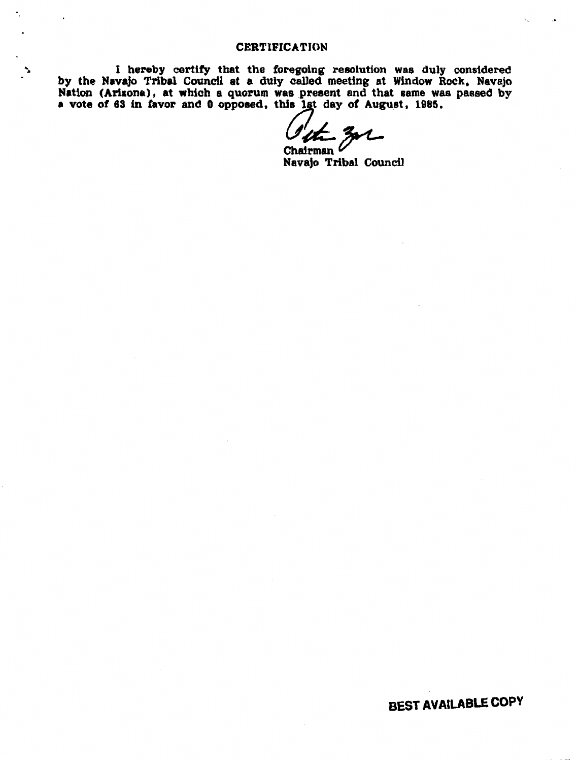## CERTIFICATION

I hereby certify that the foregoing resolution was duly considered by the Navajo Tribal Council at a duly called meeting at Window Rock, Navajo Nation (Arizona), at which a quorum was present and that same was passed by a vote of 63 in favor and 0 opposed, this 1st day of August, 1985.

Chairman
Navajo Tribal Council

**BEST AVAILABLE COPY**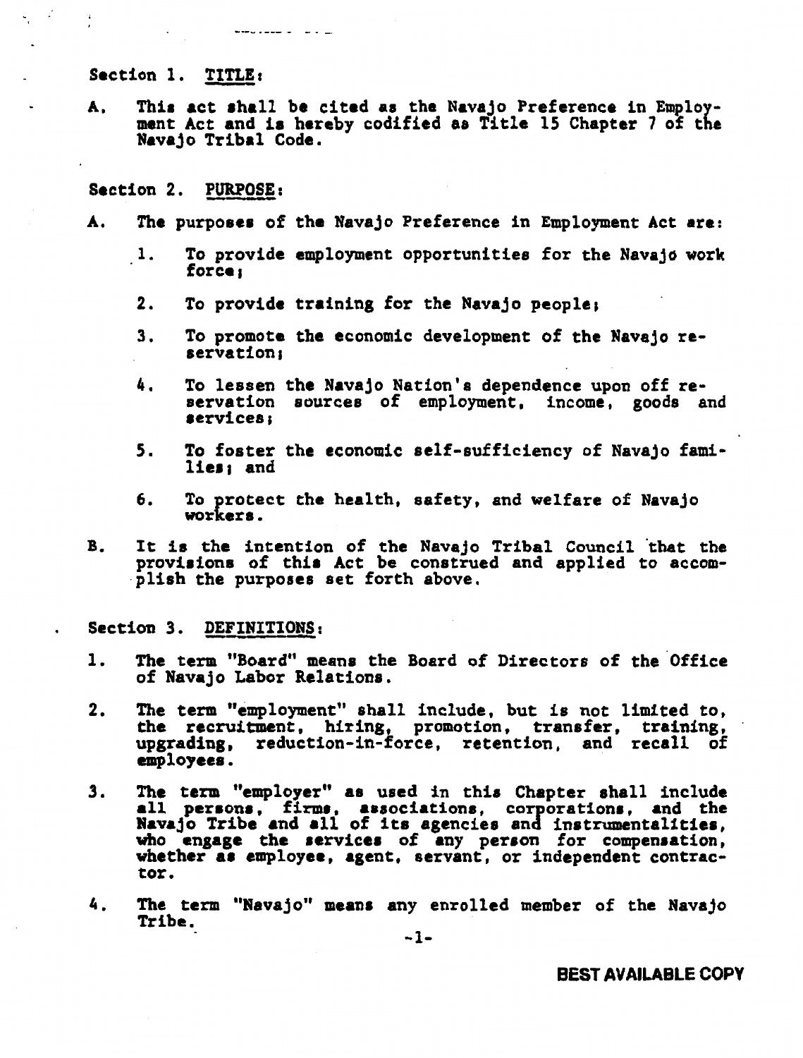## Section 1. TITLE:

A. This act shall be cited as the Navajo Preference in Employment Act and is hereby codified as Title 15 Chapter 7 of the Navajo Tribal Code.

## Section 2. PURPOSE:

A. The purposes of the Navajo Preference in Employment Act are:

   1. To provide employment opportunities for the Navajo work force;

   2. To provide training for the Navajo people;

   3. To promote the economic development of the Navajo reservation;

   4. To lessen the Navajo Nation's dependence upon off reservation sources of employment, income, goods and services;

   5. To foster the economic self-sufficiency of Navajo families; and

   6. To protect the health, safety, and welfare of Navajo workers.

B. It is the intention of the Navajo Tribal Council that the provisions of this Act be construed and applied to accomplish the purposes set forth above.

## Section 3. DEFINITIONS:

1. The term "Board" means the Board of Directors of the Office of Navajo Labor Relations.

2. The term "employment" shall include, but is not limited to, the recruitment, hiring, promotion, transfer, training, upgrading, reduction-in-force, retention, and recall of employees.

3. The term "employer" as used in this Chapter shall include all persons, firms, associations, corporations, and the Navajo Tribe and all of its agencies and instrumentalities, who engage the services of any person for compensation, whether as employee, agent, servant, or independent contractor.

4. The term "Navajo" means any enrolled member of the Navajo Tribe.

BEST AVAILABLE COPY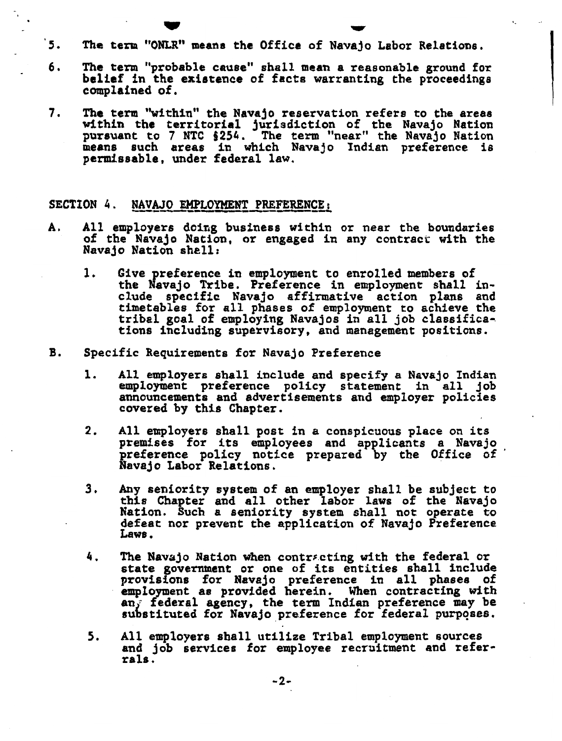5. The term "ONLR" means the Office of Navajo Labor Relations.

6. The term "probable cause" shall mean a reasonable ground for belief in the existence of facts warranting the proceedings complained of.

7. The term "within" the Navajo reservation refers to the areas within the territorial jurisdiction of the Navajo Nation pursuant to 7 NTC §254. The term "near" the Navajo Nation means such areas in which Navajo Indian preference is permissable, under federal law.

## SECTION 4. NAVAJO EMPLOYMENT PREFERENCE:

A. All employers doing business within or near the boundaries of the Navajo Nation, or engaged in any contract with the Navajo Nation shall:

   1. Give preference in employment to enrolled members of the Navajo Tribe. Preference in employment shall include specific Navajo affirmative action plans and timetables for all phases of employment to achieve the tribal goal of employing Navajos in all job classifications including supervisory, and management positions.

B. Specific Requirements for Navajo Preference

   1. All employers shall include and specify a Navajo Indian employment preference policy statement in all job announcements and advertisements and employer policies covered by this Chapter.

   2. All employers shall post in a conspicuous place on its premises for its employees and applicants a Navajo preference policy notice prepared by the Office of Navajo Labor Relations.

   3. Any seniority system of an employer shall be subject to this Chapter and all other labor laws of the Navajo Nation. Such a seniority system shall not operate to defeat nor prevent the application of Navajo Preference Laws.

   4. The Navajo Nation when contracting with the federal or state government or one of its entities shall include provisions for Navajo preference in all phases of employment as provided herein. When contracting with any federal agency, the term Indian preference may be substituted for Navajo preference for federal purposes.

   5. All employers shall utilize Tribal employment sources and job services for employee recruitment and referrals.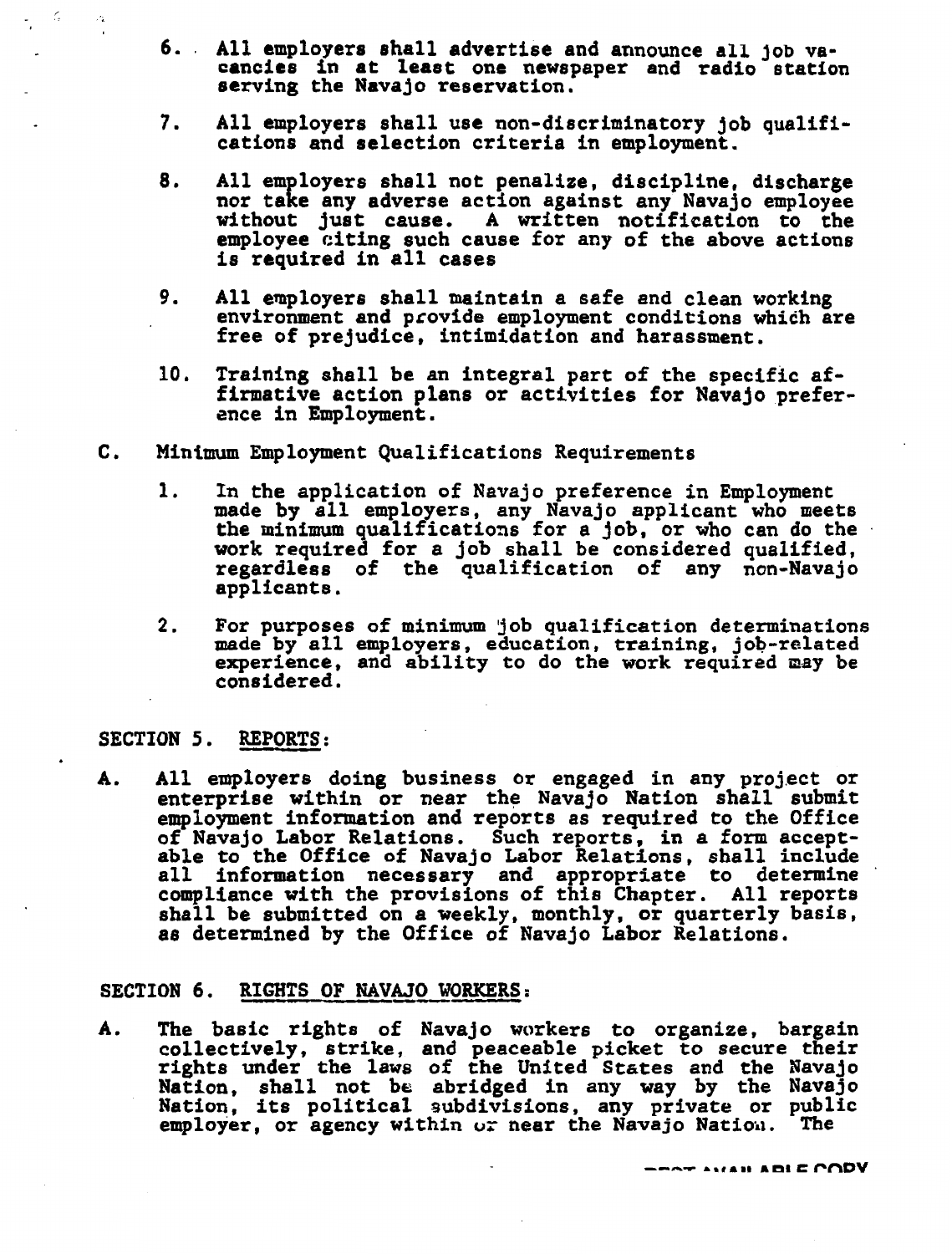6. All employers shall advertise and announce all job vacancies in at least one newspaper and radio station serving the Navajo reservation.

7. All employers shall use non-discriminatory job qualifications and selection criteria in employment.

8. All employers shall not penalize, discipline, discharge nor take any adverse action against any Navajo employee without just cause. A written notification to the employee citing such cause for any of the above actions is required in all cases

9. All employers shall maintain a safe and clean working environment and provide employment conditions which are free of prejudice, intimidation and harassment.

10. Training shall be an integral part of the specific affirmative action plans or activities for Navajo preference in Employment.

C. Minimum Employment Qualifications Requirements

1. In the application of Navajo preference in Employment made by all employers, any Navajo applicant who meets the minimum qualifications for a job, or who can do the work required for a job shall be considered qualified, regardless of the qualification of any non-Navajo applicants.

2. For purposes of minimum job qualification determinations made by all employers, education, training, job-related experience, and ability to do the work required may be considered.

SECTION 5. REPORTS:

A. All employers doing business or engaged in any project or enterprise within or near the Navajo Nation shall submit employment information and reports as required to the Office of Navajo Labor Relations. Such reports, in a form acceptable to the Office of Navajo Labor Relations, shall include all information necessary and appropriate to determine compliance with the provisions of this Chapter. All reports shall be submitted on a weekly, monthly, or quarterly basis, as determined by the Office of Navajo Labor Relations.

SECTION 6. RIGHTS OF NAVAJO WORKERS:

A. The basic rights of Navajo workers to organize, bargain collectively, strike, and peaceable picket to secure their rights under the laws of the United States and the Navajo Nation, shall not be abridged in any way by the Navajo Nation, its political subdivisions, any private or public employer, or agency within or near the Navajo Nation. The

BEST AVAILABLE COPY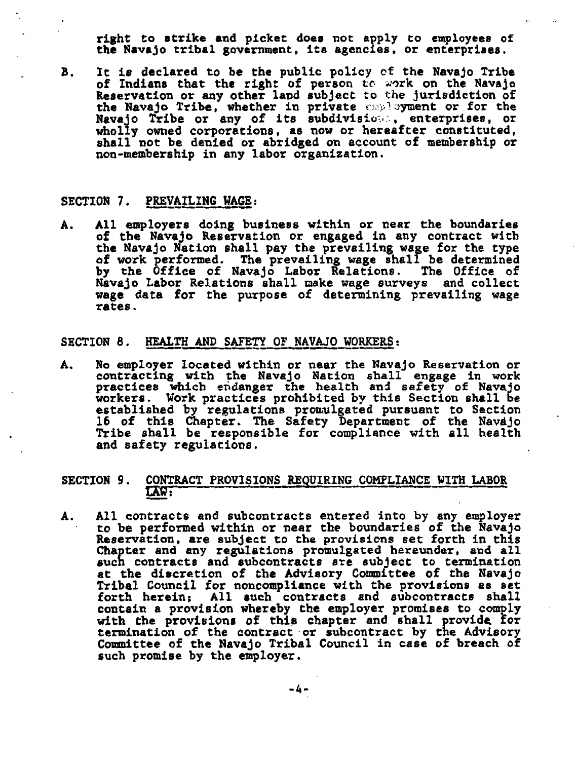right to strike and picket does not apply to employees of the Navajo tribal government, its agencies, or enterprises.

B. It is declared to be the public policy of the Navajo Tribe of Indians that the right of person to work on the Navajo Reservation or any other land subject to the jurisdiction of the Navajo Tribe, whether in private employment or for the Navajo Tribe or any of its subdivisions, enterprises, or wholly owned corporations, as now or hereafter constituted, shall not be denied or abridged on account of membership or non-membership in any labor organization.

## SECTION 7. PREVAILING WAGE:

A. All employers doing business within or near the boundaries of the Navajo Reservation or engaged in any contract with the Navajo Nation shall pay the prevailing wage for the type of work performed. The prevailing wage shall be determined by the Office of Navajo Labor Relations. The Office of Navajo Labor Relations shall make wage surveys and collect wage data for the purpose of determining prevailing wage rates.

## SECTION 8. HEALTH AND SAFETY OF NAVAJO WORKERS:

A. No employer located within or near the Navajo Reservation or contracting with the Navajo Nation shall engage in work practices which endanger the health and safety of Navajo workers. Work practices prohibited by this Section shall be established by regulations promulgated pursuant to Section 16 of this Chapter. The Safety Department of the Navajo Tribe shall be responsible for compliance with all health and safety regulations.

## SECTION 9. CONTRACT PROVISIONS REQUIRING COMPLIANCE WITH LABOR LAW:

A. All contracts and subcontracts entered into by any employer to be performed within or near the boundaries of the Navajo Reservation, are subject to the provisions set forth in this Chapter and any regulations promulgated hereunder, and all such contracts and subcontracts are subject to termination at the discretion of the Advisory Committee of the Navajo Tribal Council for noncompliance with the provisions as set forth herein; All such contracts and subcontracts shall contain a provision whereby the employer promises to comply with the provisions of this chapter and shall provide for termination of the contract or subcontract by the Advisory Committee of the Navajo Tribal Council in case of breach of such promise by the employer.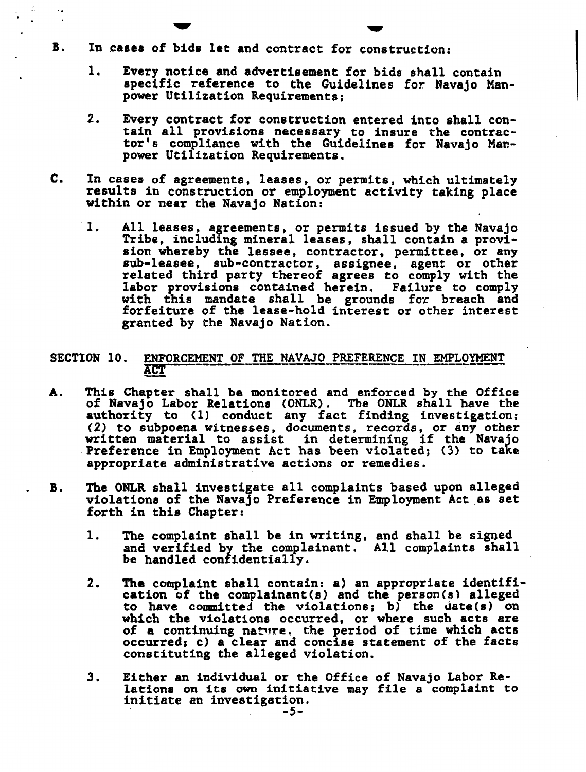B. In cases of bids let and contract for construction:

1. Every notice and advertisement for bids shall contain specific reference to the Guidelines for Navajo Manpower Utilization Requirements;

2. Every contract for construction entered into shall contain all provisions necessary to insure the contractor's compliance with the Guidelines for Navajo Manpower Utilization Requirements.

C. In cases of agreements, leases, or permits, which ultimately results in construction or employment activity taking place within or near the Navajo Nation:

1. All leases, agreements, or permits issued by the Navajo Tribe, including mineral leases, shall contain a provision whereby the lessee, contractor, permittee, or any sub-leasee, sub-contractor, assignee, agent or other related third party thereof agrees to comply with the labor provisions contained herein. Failure to comply with this mandate shall be grounds for breach and forfeiture of the lease-hold interest or other interest granted by the Navajo Nation.

## SECTION 10. <u>ENFORCEMENT OF THE NAVAJO PREFERENCE IN EMPLOYMENT ACT</u>

A. This Chapter shall be monitored and enforced by the Office of Navajo Labor Relations (ONLR). The ONLR shall have the authority to (1) conduct any fact finding investigation; (2) to subpoena witnesses, documents, records, or any other written material to assist in determining if the Navajo Preference in Employment Act has been violated; (3) to take appropriate administrative actions or remedies.

B. The ONLR shall investigate all complaints based upon alleged violations of the Navajo Preference in Employment Act as set forth in this Chapter:

1. The complaint shall be in writing, and shall be signed and verified by the complainant. All complaints shall be handled confidentially.

2. The complaint shall contain: a) an appropriate identification of the complainant(s) and the person(s) alleged to have committed the violations; b) the date(s) on which the violations occurred, or where such acts are of a continuing nature, the period of time which acts occurred; c) a clear and concise statement of the facts constituting the alleged violation.

3. Either an individual or the Office of Navajo Labor Relations on its own initiative may file a complaint to initiate an investigation.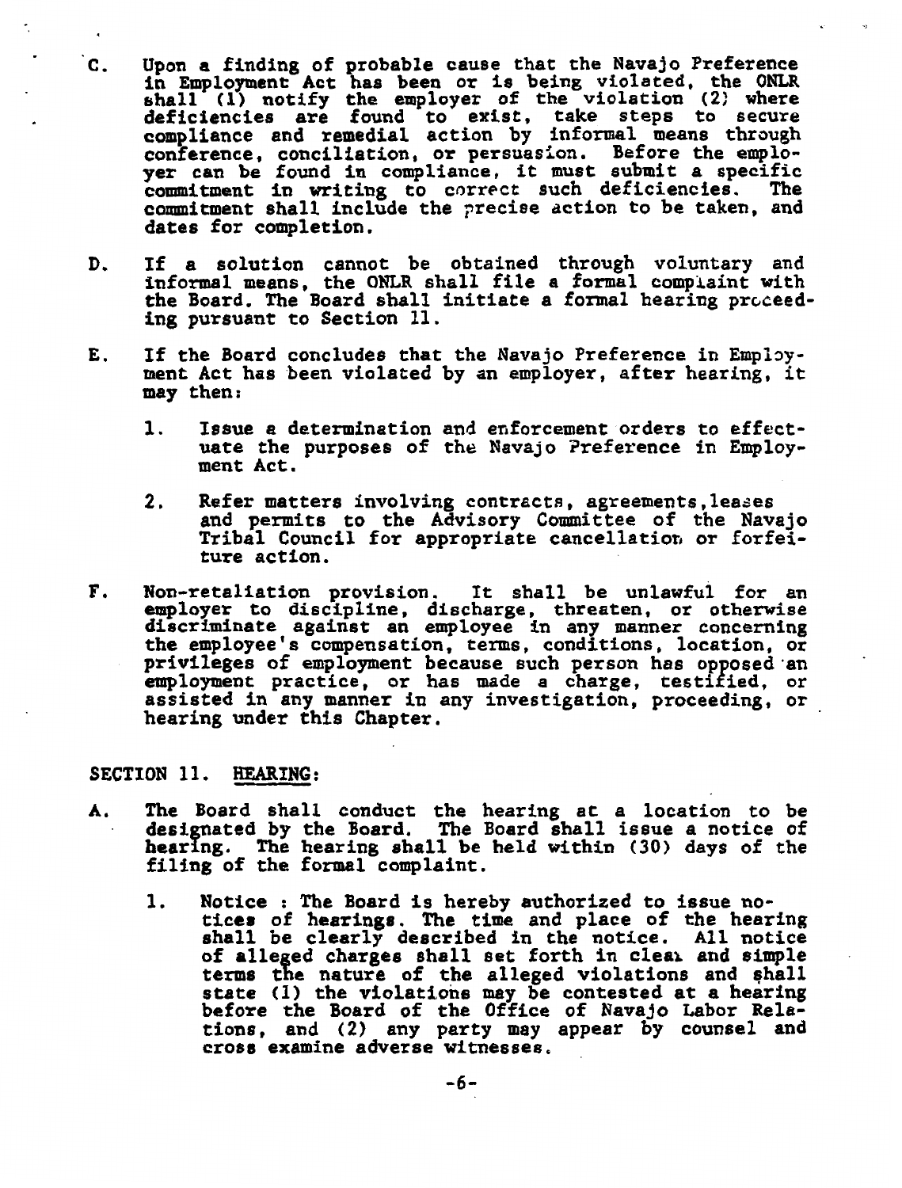C. Upon a finding of probable cause that the Navajo Preference in Employment Act has been or is being violated, the ONLR shall (1) notify the employer of the violation (2) where deficiencies are found to exist, take steps to secure compliance and remedial action by informal means through conference, conciliation, or persuasion. Before the employer can be found in compliance, it must submit a specific commitment in writing to correct such deficiencies. The commitment shall include the precise action to be taken, and dates for completion.

D. If a solution cannot be obtained through voluntary and informal means, the ONLR shall file a formal complaint with the Board. The Board shall initiate a formal hearing proceeding pursuant to Section 11.

E. If the Board concludes that the Navajo Preference in Employment Act has been violated by an employer, after hearing, it may then:

1. Issue a determination and enforcement orders to effectuate the purposes of the Navajo Preference in Employment Act.

2. Refer matters involving contracts, agreements, leases and permits to the Advisory Committee of the Navajo Tribal Council for appropriate cancellation or forfeiture action.

F. Non-retaliation provision. It shall be unlawful for an employer to discipline, discharge, threaten, or otherwise discriminate against an employee in any manner concerning the employee's compensation, terms, conditions, location, or privileges of employment because such person has opposed an employment practice, or has made a charge, testified, or assisted in any manner in any investigation, proceeding, or hearing under this Chapter.

## SECTION 11. HEARING:

A. The Board shall conduct the hearing at a location to be designated by the Board. The Board shall issue a notice of hearing. The hearing shall be held within (30) days of the filing of the formal complaint.

1. Notice : The Board is hereby authorized to issue notices of hearings. The time and place of the hearing shall be clearly described in the notice. All notice of alleged charges shall set forth in clear and simple terms the nature of the alleged violations and shall state (1) the violations may be contested at a hearing before the Board of the Office of Navajo Labor Relations, and (2) any party may appear by counsel and cross examine adverse witnesses.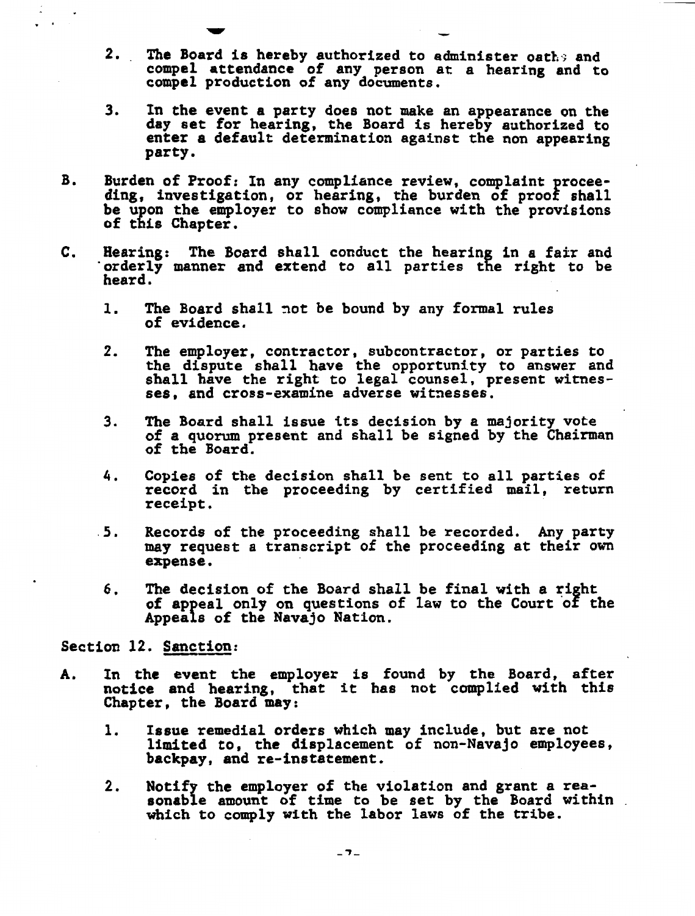2. The Board is hereby authorized to administer oaths and compel attendance of any person at a hearing and to compel production of any documents.

3. In the event a party does not make an appearance on the day set for hearing, the Board is hereby authorized to enter a default determination against the non appearing party.

B. Burden of Proof: In any compliance review, complaint proceeding, investigation, or hearing, the burden of proof shall be upon the employer to show compliance with the provisions of this Chapter.

C. Hearing: The Board shall conduct the hearing in a fair and orderly manner and extend to all parties the right to be heard.

1. The Board shall not be bound by any formal rules of evidence.

2. The employer, contractor, subcontractor, or parties to the dispute shall have the opportunity to answer and shall have the right to legal counsel, present witnesses, and cross-examine adverse witnesses.

3. The Board shall issue its decision by a majority vote of a quorum present and shall be signed by the Chairman of the Board.

4. Copies of the decision shall be sent to all parties of record in the proceeding by certified mail, return receipt.

5. Records of the proceeding shall be recorded. Any party may request a transcript of the proceeding at their own expense.

6. The decision of the Board shall be final with a right of appeal only on questions of law to the Court of the Appeals of the Navajo Nation.

Section 12. Sanction:

A. In the event the employer is found by the Board, after notice and hearing, that it has not complied with this Chapter, the Board may:

1. Issue remedial orders which may include, but are not limited to, the displacement of non-Navajo employees, backpay, and re-instatement.

2. Notify the employer of the violation and grant a reasonable amount of time to be set by the Board within which to comply with the labor laws of the tribe.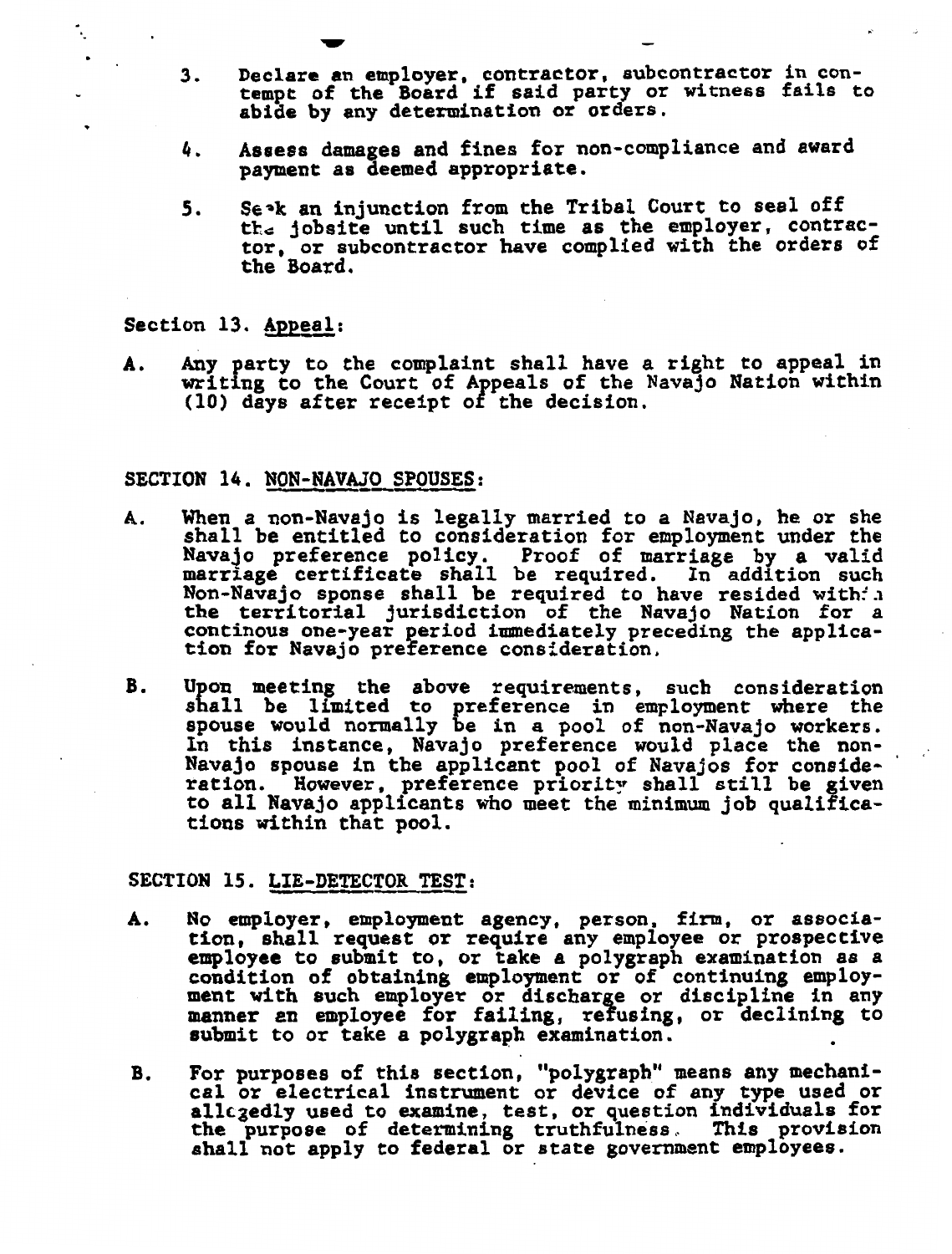3. Declare an employer, contractor, subcontractor in contempt of the Board if said party or witness fails to abide by any determination or orders.

4. Assess damages and fines for non-compliance and award payment as deemed appropriate.

5. Seek an injunction from the Tribal Court to seal off the jobsite until such time as the employer, contractor, or subcontractor have complied with the orders of the Board.

Section 13. Appeal:

A. Any party to the complaint shall have a right to appeal in writing to the Court of Appeals of the Navajo Nation within (10) days after receipt of the decision.

SECTION 14. NON-NAVAJO SPOUSES:

A. When a non-Navajo is legally married to a Navajo, he or she shall be entitled to consideration for employment under the Navajo preference policy. Proof of marriage by a valid marriage certificate shall be required. In addition such Non-Navajo sponse shall be required to have resided within the territorial jurisdiction of the Navajo Nation for a continous one-year period immediately preceding the application for Navajo preference consideration.

B. Upon meeting the above requirements, such consideration shall be limited to preference in employment where the spouse would normally be in a pool of non-Navajo workers. In this instance, Navajo preference would place the non-Navajo spouse in the applicant pool of Navajos for consideration. However, preference priority shall still be given to all Navajo applicants who meet the minimum job qualifications within that pool.

SECTION 15. LIE-DETECTOR TEST:

A. No employer, employment agency, person, firm, or association, shall request or require any employee or prospective employee to submit to, or take a polygraph examination as a condition of obtaining employment or of continuing employment with such employer or discharge or discipline in any manner an employee for failing, refusing, or declining to submit to or take a polygraph examination.

B. For purposes of this section, "polygraph" means any mechanical or electrical instrument or device of any type used or allegedly used to examine, test, or question individuals for the purpose of determining truthfulness. This provision shall not apply to federal or state government employees.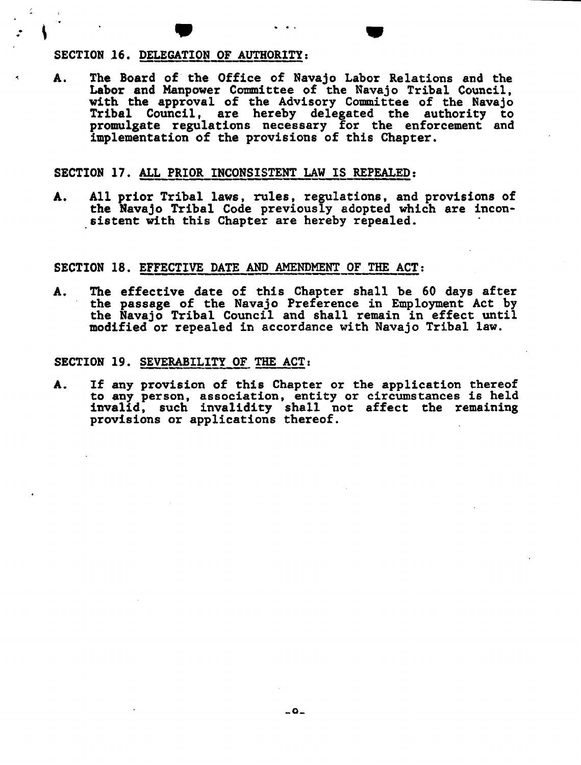SECTION 16. DELEGATION OF AUTHORITY:

A. The Board of the Office of Navajo Labor Relations and the Labor and Manpower Committee of the Navajo Tribal Council, with the approval of the Advisory Committee of the Navajo Tribal Council, are hereby delegated the authority to promulgate regulations necessary for the enforcement and implementation of the provisions of this Chapter.

SECTION 17. ALL PRIOR INCONSISTENT LAW IS REPEALED:

A. All prior Tribal laws, rules, regulations, and provisions of the Navajo Tribal Code previously adopted which are inconsistent with this Chapter are hereby repealed.

SECTION 18. EFFECTIVE DATE AND AMENDMENT OF THE ACT:

A. The effective date of this Chapter shall be 60 days after the passage of the Navajo Preference in Employment Act by the Navajo Tribal Council and shall remain in effect until modified or repealed in accordance with Navajo Tribal law.

SECTION 19. SEVERABILITY OF THE ACT:

A. If any provision of this Chapter or the application thereof to any person, association, entity or circumstances is held invalid, such invalidity shall not affect the remaining provisions or applications thereof.